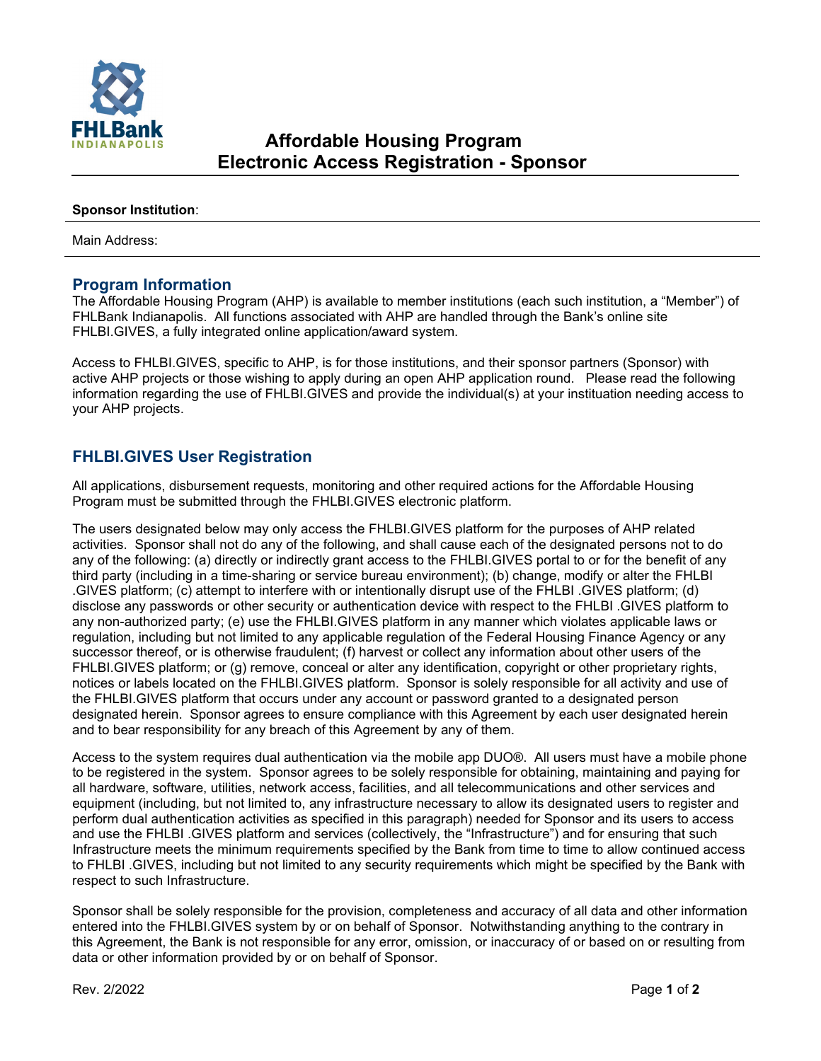FHLBank INDIANAPOLIS

# Affordable Housing Program
# Electronic Access Registration - Sponsor

**Sponsor Institution**:

Main Address:

## Program Information

The Affordable Housing Program (AHP) is available to member institutions (each such institution, a "Member") of FHLBank Indianapolis. All functions associated with AHP are handled through the Bank's online site FHLBI.GIVES, a fully integrated online application/award system.

Access to FHLBI.GIVES, specific to AHP, is for those institutions, and their sponsor partners (Sponsor) with active AHP projects or those wishing to apply during an open AHP application round. Please read the following information regarding the use of FHLBI.GIVES and provide the individual(s) at your instituation needing access to your AHP projects.

## FHLBI.GIVES User Registration

All applications, disbursement requests, monitoring and other required actions for the Affordable Housing Program must be submitted through the FHLBI.GIVES electronic platform.

The users designated below may only access the FHLBI.GIVES platform for the purposes of AHP related activities. Sponsor shall not do any of the following, and shall cause each of the designated persons not to do any of the following: (a) directly or indirectly grant access to the FHLBI.GIVES portal to or for the benefit of any third party (including in a time-sharing or service bureau environment); (b) change, modify or alter the FHLBI .GIVES platform; (c) attempt to interfere with or intentionally disrupt use of the FHLBI .GIVES platform; (d) disclose any passwords or other security or authentication device with respect to the FHLBI .GIVES platform to any non-authorized party; (e) use the FHLBI.GIVES platform in any manner which violates applicable laws or regulation, including but not limited to any applicable regulation of the Federal Housing Finance Agency or any successor thereof, or is otherwise fraudulent; (f) harvest or collect any information about other users of the FHLBI.GIVES platform; or (g) remove, conceal or alter any identification, copyright or other proprietary rights, notices or labels located on the FHLBI.GIVES platform. Sponsor is solely responsible for all activity and use of the FHLBI.GIVES platform that occurs under any account or password granted to a designated person designated herein. Sponsor agrees to ensure compliance with this Agreement by each user designated herein and to bear responsibility for any breach of this Agreement by any of them.

Access to the system requires dual authentication via the mobile app DUO®. All users must have a mobile phone to be registered in the system. Sponsor agrees to be solely responsible for obtaining, maintaining and paying for all hardware, software, utilities, network access, facilities, and all telecommunications and other services and equipment (including, but not limited to, any infrastructure necessary to allow its designated users to register and perform dual authentication activities as specified in this paragraph) needed for Sponsor and its users to access and use the FHLBI .GIVES platform and services (collectively, the "Infrastructure") and for ensuring that such Infrastructure meets the minimum requirements specified by the Bank from time to time to allow continued access to FHLBI .GIVES, including but not limited to any security requirements which might be specified by the Bank with respect to such Infrastructure.

Sponsor shall be solely responsible for the provision, completeness and accuracy of all data and other information entered into the FHLBI.GIVES system by or on behalf of Sponsor. Notwithstanding anything to the contrary in this Agreement, the Bank is not responsible for any error, omission, or inaccuracy of or based on or resulting from data or other information provided by or on behalf of Sponsor.

Rev. 2/2022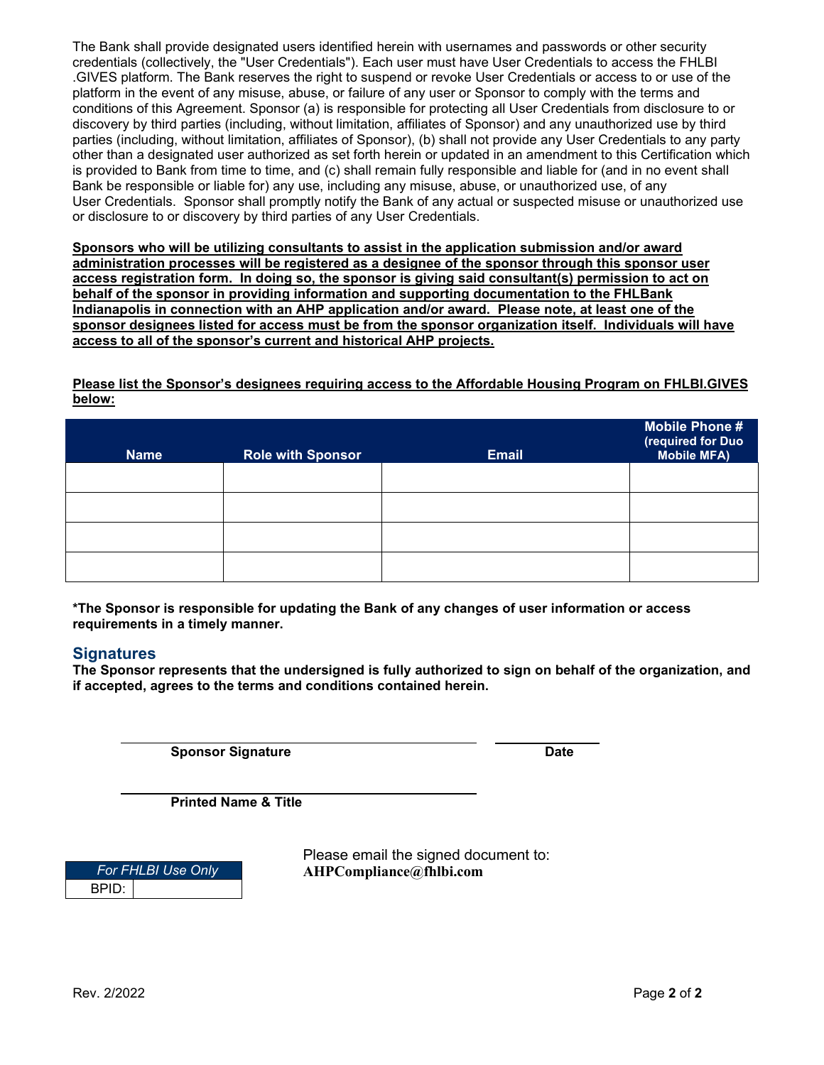The Bank shall provide designated users identified herein with usernames and passwords or other security credentials (collectively, the "User Credentials"). Each user must have User Credentials to access the FHLBI .GIVES platform. The Bank reserves the right to suspend or revoke User Credentials or access to or use of the platform in the event of any misuse, abuse, or failure of any user or Sponsor to comply with the terms and conditions of this Agreement. Sponsor (a) is responsible for protecting all User Credentials from disclosure to or discovery by third parties (including, without limitation, affiliates of Sponsor) and any unauthorized use by third parties (including, without limitation, affiliates of Sponsor), (b) shall not provide any User Credentials to any party other than a designated user authorized as set forth herein or updated in an amendment to this Certification which is provided to Bank from time to time, and (c) shall remain fully responsible and liable for (and in no event shall Bank be responsible or liable for) any use, including any misuse, abuse, or unauthorized use, of any User Credentials. Sponsor shall promptly notify the Bank of any actual or suspected misuse or unauthorized use or disclosure to or discovery by third parties of any User Credentials.

**Sponsors who will be utilizing consultants to assist in the application submission and/or award administration processes will be registered as a designee of the sponsor through this sponsor user access registration form. In doing so, the sponsor is giving said consultant(s) permission to act on behalf of the sponsor in providing information and supporting documentation to the FHLBank Indianapolis in connection with an AHP application and/or award. Please note, at least one of the sponsor designees listed for access must be from the sponsor organization itself. Individuals will have access to all of the sponsor's current and historical AHP projects.**

**Please list the Sponsor's designees requiring access to the Affordable Housing Program on FHLBI.GIVES below:**

| Name | Role with Sponsor | Email | Mobile Phone # (required for Duo Mobile MFA) |
|---|---|---|---|
| | | | |
| | | | |
| | | | |
| | | | |

**\*The Sponsor is responsible for updating the Bank of any changes of user information or access requirements in a timely manner.**

## Signatures

**The Sponsor represents that the undersigned is fully authorized to sign on behalf of the organization, and if accepted, agrees to the terms and conditions contained herein.**

_______________________________________ ____________

**Sponsor Signature** **Date**

_______________________________________

**Printed Name & Title**

| *For FHLBI Use Only* | |
|---|---|
| BPID: | |

Please email the signed document to:
**AHPCompliance@fhlbi.com**

Rev. 2/2022